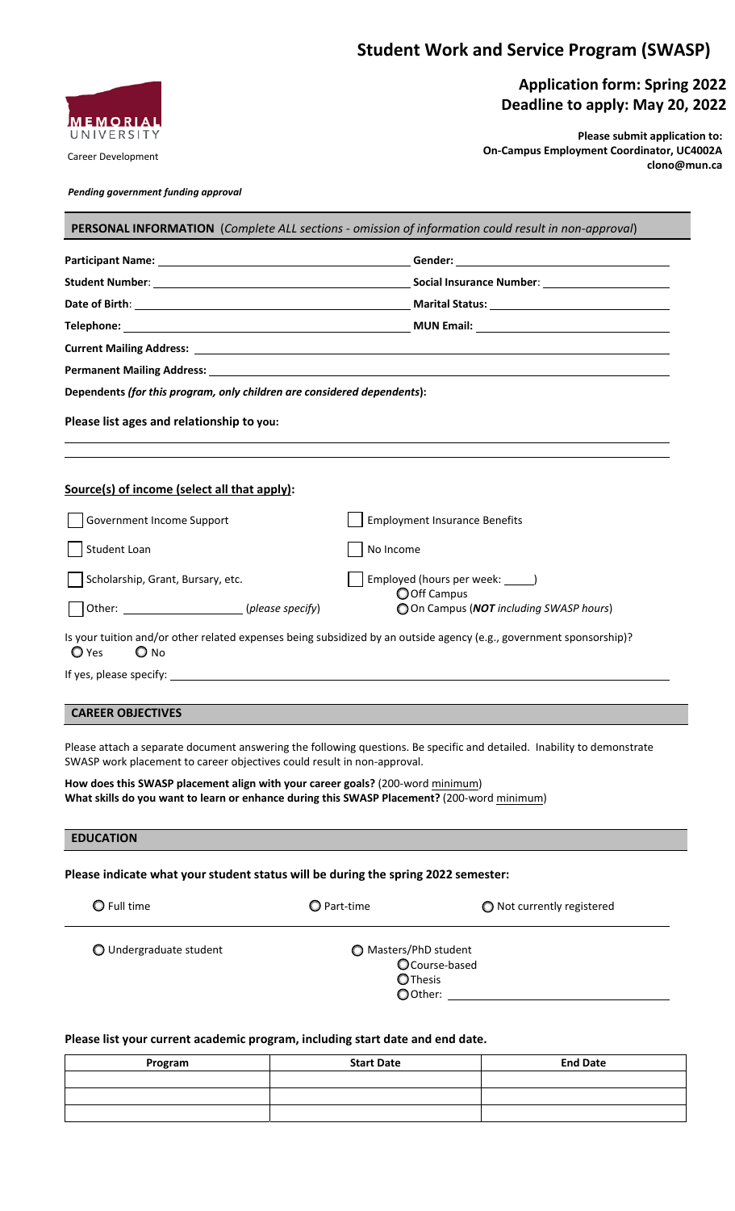# Student Work and Service Program (SWASP)

## Application form: Spring 2022
## Deadline to apply: May 20, 2022

MEMORIAL UNIVERSITY
Career Development

**Please submit application to:**
**On-Campus Employment Coordinator, UC4002A**
**clono@mun.ca**

*Pending government funding approval*

## PERSONAL INFORMATION (*Complete ALL sections - omission of information could result in non-approval*)

**Participant Name:** ______________________ **Gender:** ______________________

**Student Number**: ______________________ **Social Insurance Number**: ______________________

**Date of Birth**: ______________________ **Marital Status:** ______________________

**Telephone:** ______________________ **MUN Email:** ______________________

**Current Mailing Address:** ______________________________________________

**Permanent Mailing Address:** ______________________________________________

**Dependents** ***(for this program, only children are considered dependents*****):**

**Please list ages and relationship to you:**

______________________________________________

______________________________________________

**Source(s) of income (select all that apply):**

- ☐ Government Income Support
- ☐ Employment Insurance Benefits
- ☐ Student Loan
- ☐ No Income
- ☐ Scholarship, Grant, Bursary, etc.
- ☐ Employed (hours per week: _____)
  - ○ Off Campus
  - ○ On Campus (***NOT*** *including SWASP hours*)
- ☐ Other: ____________________ (*please specify*)

Is your tuition and/or other related expenses being subsidized by an outside agency (e.g., government sponsorship)?
○ Yes ○ No

If yes, please specify: ______________________________________________

## CAREER OBJECTIVES

Please attach a separate document answering the following questions. Be specific and detailed. Inability to demonstrate SWASP work placement to career objectives could result in non-approval.

**How does this SWASP placement align with your career goals?** (200-word minimum)
**What skills do you want to learn or enhance during this SWASP Placement?** (200-word minimum)

## EDUCATION

**Please indicate what your student status will be during the spring 2022 semester:**

○ Full time ○ Part-time ○ Not currently registered

○ Undergraduate student ○ Masters/PhD student
- ○ Course-based
- ○ Thesis
- ○ Other: ____________________

**Please list your current academic program, including start date and end date.**

| Program | Start Date | End Date |
|---|---|---|
| | | |
| | | |
| | | |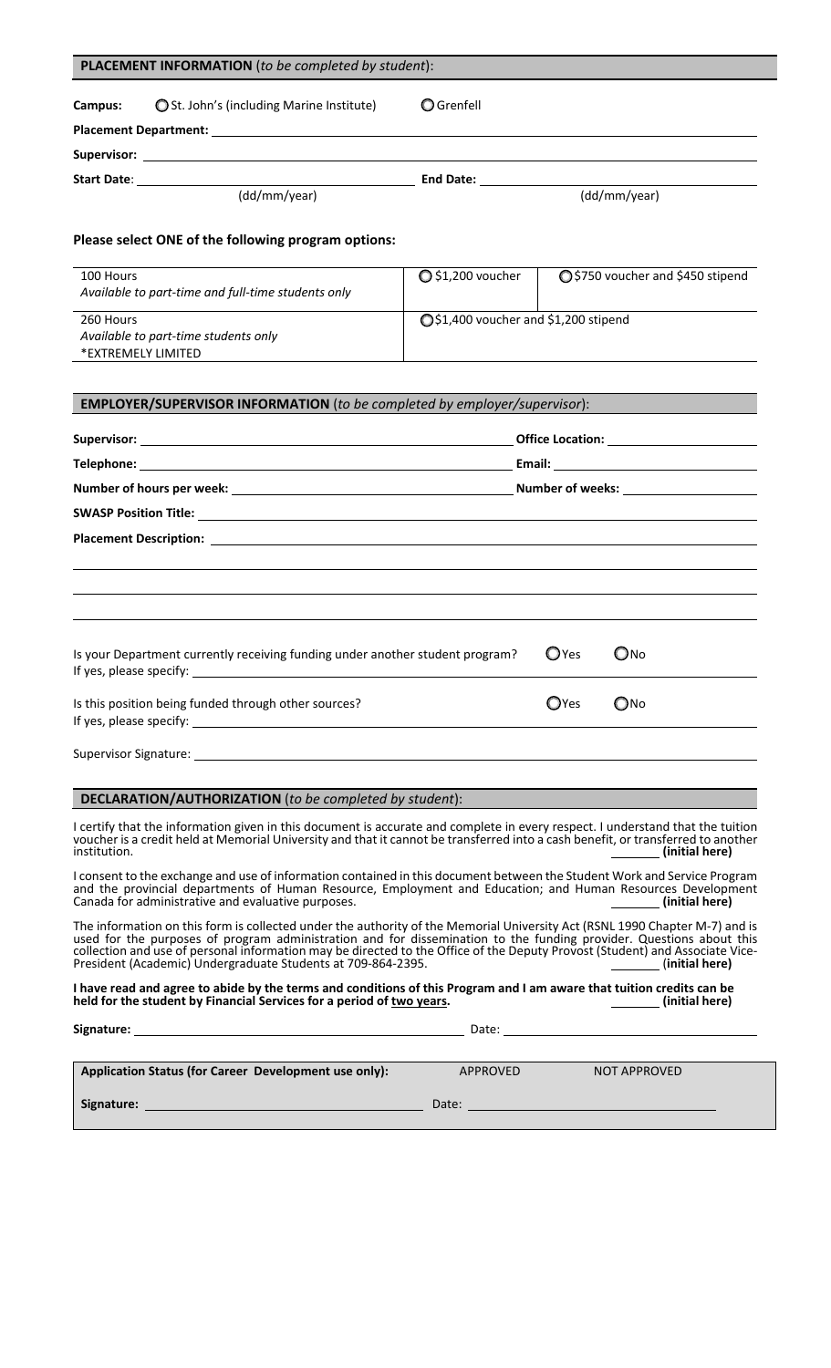## PLACEMENT INFORMATION (*to be completed by student*):

**Campus:** ◯ St. John's (including Marine Institute) ◯ Grenfell

**Placement Department:** \_\_\_\_\_\_\_\_\_\_\_\_\_\_\_\_\_\_\_\_

**Supervisor:** \_\_\_\_\_\_\_\_\_\_\_\_\_\_\_\_\_\_\_\_

**Start Date:** \_\_\_\_\_\_\_\_\_\_\_\_\_\_\_\_\_\_\_\_ (dd/mm/year) **End Date:** \_\_\_\_\_\_\_\_\_\_\_\_\_\_\_\_\_\_\_\_ (dd/mm/year)

**Please select ONE of the following program options:**

| | | |
|---|---|---|
| 100 Hours<br>*Available to part-time and full-time students only* | ◯ $1,200 voucher | ◯ $750 voucher and $450 stipend |
| 260 Hours<br>*Available to part-time students only*<br>*EXTREMELY LIMITED | ◯ $1,400 voucher and $1,200 stipend | |

## EMPLOYER/SUPERVISOR INFORMATION (*to be completed by employer/supervisor*):

**Supervisor:** \_\_\_\_\_\_\_\_\_\_\_\_\_\_\_\_\_\_\_\_ **Office Location:** \_\_\_\_\_\_\_\_\_\_\_\_\_\_\_\_\_\_\_\_

**Telephone:** \_\_\_\_\_\_\_\_\_\_\_\_\_\_\_\_\_\_\_\_ **Email:** \_\_\_\_\_\_\_\_\_\_\_\_\_\_\_\_\_\_\_\_

**Number of hours per week:** \_\_\_\_\_\_\_\_\_\_\_\_\_\_\_\_\_\_\_\_ **Number of weeks:** \_\_\_\_\_\_\_\_\_\_\_\_\_\_\_\_\_\_\_\_

**SWASP Position Title:** \_\_\_\_\_\_\_\_\_\_\_\_\_\_\_\_\_\_\_\_

**Placement Description:** \_\_\_\_\_\_\_\_\_\_\_\_\_\_\_\_\_\_\_\_

Is your Department currently receiving funding under another student program? ◯ Yes ◯ No
If yes, please specify: \_\_\_\_\_\_\_\_\_\_\_\_\_\_\_\_\_\_\_\_

Is this position being funded through other sources? ◯ Yes ◯ No
If yes, please specify: \_\_\_\_\_\_\_\_\_\_\_\_\_\_\_\_\_\_\_\_

Supervisor Signature: \_\_\_\_\_\_\_\_\_\_\_\_\_\_\_\_\_\_\_\_

## DECLARATION/AUTHORIZATION (*to be completed by student*):

I certify that the information given in this document is accurate and complete in every respect. I understand that the tuition voucher is a credit held at Memorial University and that it cannot be transferred into a cash benefit, or transferred to another institution. \_\_\_\_\_\_ **(initial here)**

I consent to the exchange and use of information contained in this document between the Student Work and Service Program and the provincial departments of Human Resource, Employment and Education; and Human Resources Development Canada for administrative and evaluative purposes. \_\_\_\_\_\_ **(initial here)**

The information on this form is collected under the authority of the Memorial University Act (RSNL 1990 Chapter M-7) and is used for the purposes of program administration and for dissemination to the funding provider. Questions about this collection and use of personal information may be directed to the Office of the Deputy Provost (Student) and Associate Vice-President (Academic) Undergraduate Students at 709-864-2395. \_\_\_\_\_\_ **(initial here)**

**I have read and agree to abide by the terms and conditions of this Program and I am aware that tuition credits can be held for the student by Financial Services for a period of <u>two years</u>.** \_\_\_\_\_\_ **(initial here)**

**Signature:** \_\_\_\_\_\_\_\_\_\_\_\_\_\_\_\_\_\_\_\_ Date: \_\_\_\_\_\_\_\_\_\_\_\_\_\_\_\_\_\_\_\_

| **Application Status (for Career Development use only):** | APPROVED | NOT APPROVED |
|---|---|---|
| **Signature:** \_\_\_\_\_\_\_\_\_\_\_\_\_\_\_\_\_\_\_\_ | Date: \_\_\_\_\_\_\_\_\_\_\_\_\_\_\_\_\_\_\_\_ | |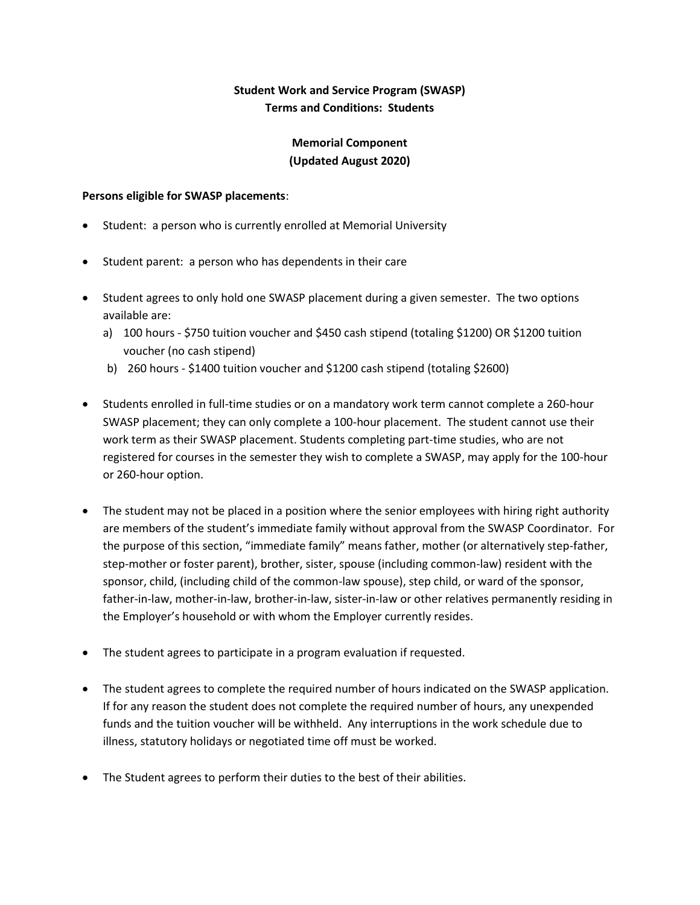**Student Work and Service Program (SWASP)**
**Terms and Conditions: Students**

**Memorial Component**
**(Updated August 2020)**

**Persons eligible for SWASP placements**:

- Student: a person who is currently enrolled at Memorial University
- Student parent: a person who has dependents in their care
- Student agrees to only hold one SWASP placement during a given semester. The two options available are:
  a) 100 hours - $750 tuition voucher and $450 cash stipend (totaling $1200) OR $1200 tuition voucher (no cash stipend)
  b) 260 hours - $1400 tuition voucher and $1200 cash stipend (totaling $2600)
- Students enrolled in full-time studies or on a mandatory work term cannot complete a 260-hour SWASP placement; they can only complete a 100-hour placement. The student cannot use their work term as their SWASP placement. Students completing part-time studies, who are not registered for courses in the semester they wish to complete a SWASP, may apply for the 100-hour or 260-hour option.
- The student may not be placed in a position where the senior employees with hiring right authority are members of the student's immediate family without approval from the SWASP Coordinator. For the purpose of this section, "immediate family" means father, mother (or alternatively step-father, step-mother or foster parent), brother, sister, spouse (including common-law) resident with the sponsor, child, (including child of the common-law spouse), step child, or ward of the sponsor, father-in-law, mother-in-law, brother-in-law, sister-in-law or other relatives permanently residing in the Employer's household or with whom the Employer currently resides.
- The student agrees to participate in a program evaluation if requested.
- The student agrees to complete the required number of hours indicated on the SWASP application. If for any reason the student does not complete the required number of hours, any unexpended funds and the tuition voucher will be withheld. Any interruptions in the work schedule due to illness, statutory holidays or negotiated time off must be worked.
- The Student agrees to perform their duties to the best of their abilities.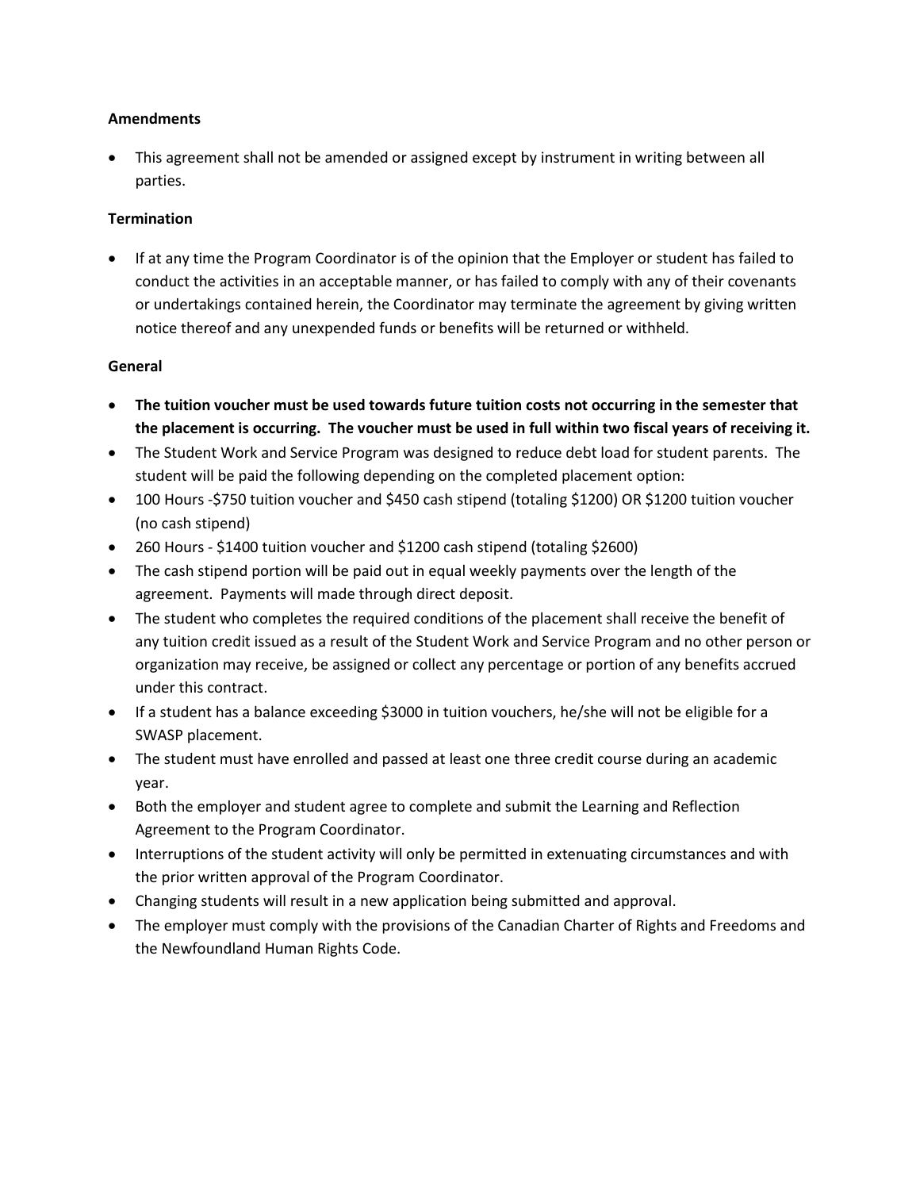**Amendments**

- This agreement shall not be amended or assigned except by instrument in writing between all parties.

**Termination**

- If at any time the Program Coordinator is of the opinion that the Employer or student has failed to conduct the activities in an acceptable manner, or has failed to comply with any of their covenants or undertakings contained herein, the Coordinator may terminate the agreement by giving written notice thereof and any unexpended funds or benefits will be returned or withheld.

**General**

- **The tuition voucher must be used towards future tuition costs not occurring in the semester that the placement is occurring. The voucher must be used in full within two fiscal years of receiving it.**
- The Student Work and Service Program was designed to reduce debt load for student parents. The student will be paid the following depending on the completed placement option:
- 100 Hours -$750 tuition voucher and $450 cash stipend (totaling $1200) OR $1200 tuition voucher (no cash stipend)
- 260 Hours - $1400 tuition voucher and $1200 cash stipend (totaling $2600)
- The cash stipend portion will be paid out in equal weekly payments over the length of the agreement. Payments will made through direct deposit.
- The student who completes the required conditions of the placement shall receive the benefit of any tuition credit issued as a result of the Student Work and Service Program and no other person or organization may receive, be assigned or collect any percentage or portion of any benefits accrued under this contract.
- If a student has a balance exceeding $3000 in tuition vouchers, he/she will not be eligible for a SWASP placement.
- The student must have enrolled and passed at least one three credit course during an academic year.
- Both the employer and student agree to complete and submit the Learning and Reflection Agreement to the Program Coordinator.
- Interruptions of the student activity will only be permitted in extenuating circumstances and with the prior written approval of the Program Coordinator.
- Changing students will result in a new application being submitted and approval.
- The employer must comply with the provisions of the Canadian Charter of Rights and Freedoms and the Newfoundland Human Rights Code.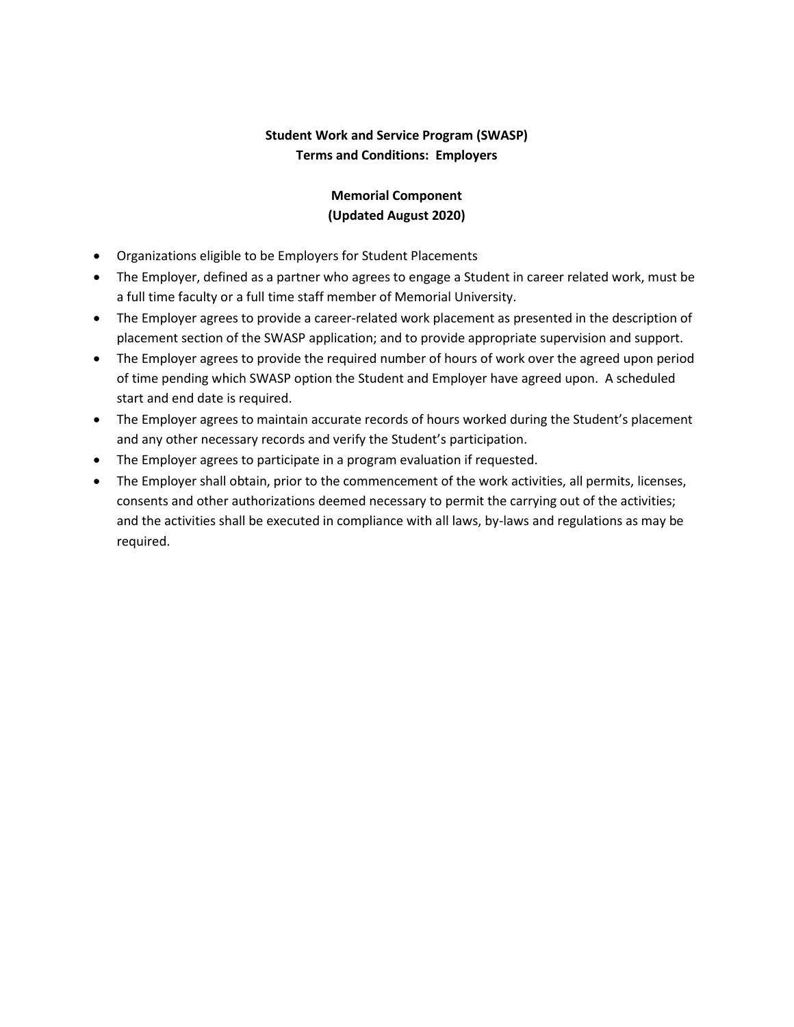**Student Work and Service Program (SWASP)**
**Terms and Conditions: Employers**

**Memorial Component**
**(Updated August 2020)**

- Organizations eligible to be Employers for Student Placements
- The Employer, defined as a partner who agrees to engage a Student in career related work, must be a full time faculty or a full time staff member of Memorial University.
- The Employer agrees to provide a career-related work placement as presented in the description of placement section of the SWASP application; and to provide appropriate supervision and support.
- The Employer agrees to provide the required number of hours of work over the agreed upon period of time pending which SWASP option the Student and Employer have agreed upon. A scheduled start and end date is required.
- The Employer agrees to maintain accurate records of hours worked during the Student's placement and any other necessary records and verify the Student's participation.
- The Employer agrees to participate in a program evaluation if requested.
- The Employer shall obtain, prior to the commencement of the work activities, all permits, licenses, consents and other authorizations deemed necessary to permit the carrying out of the activities; and the activities shall be executed in compliance with all laws, by-laws and regulations as may be required.